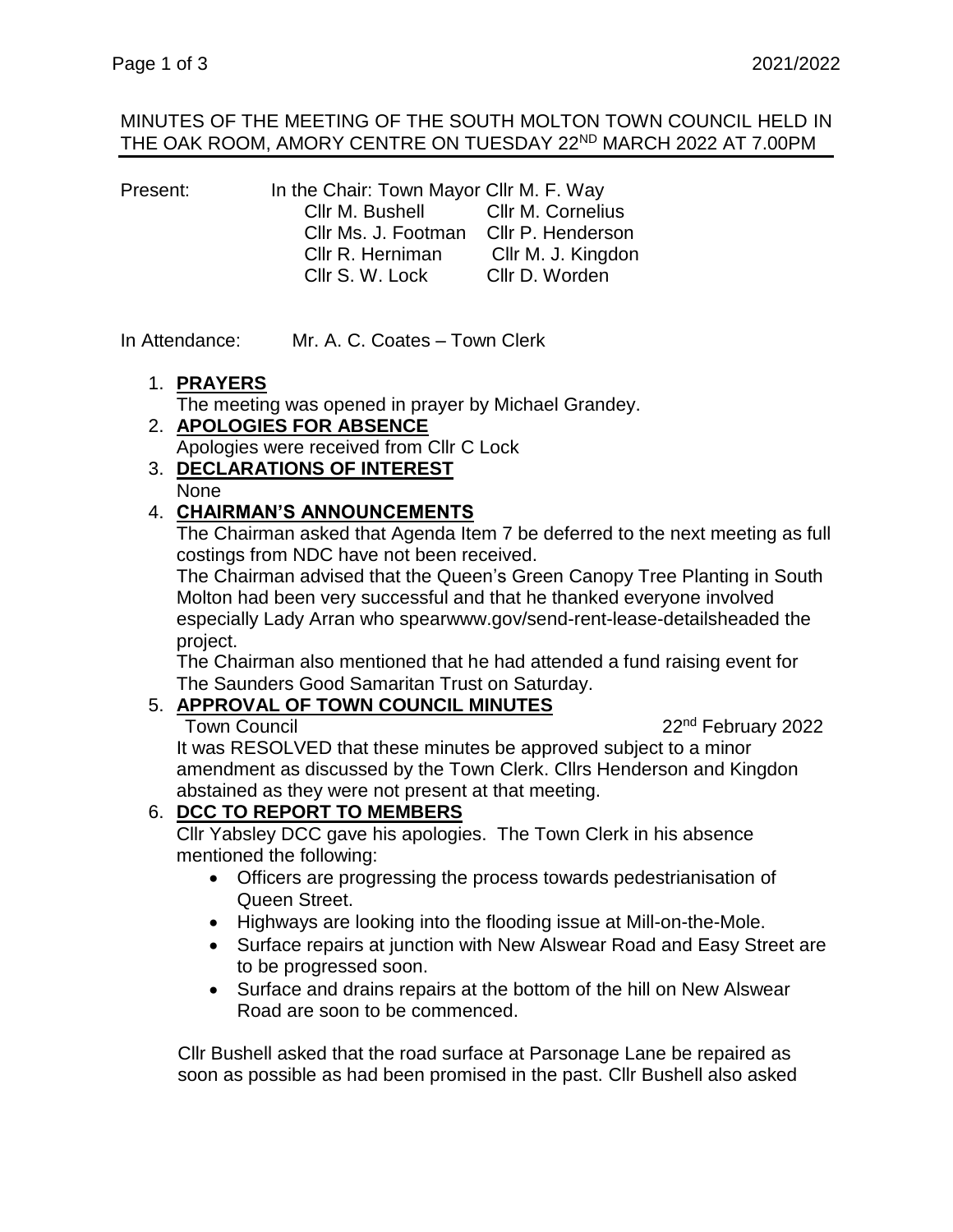MINUTES OF THE MEETING OF THE SOUTH MOLTON TOWN COUNCIL HELD IN THE OAK ROOM, AMORY CENTRE ON TUESDAY 22ND MARCH 2022 AT 7.00PM

Present: In the Chair: Town Mayor Cllr M. F. Way

| | |
|---|---|
| Cllr M. Bushell | Cllr M. Cornelius |
| Cllr Ms. J. Footman | Cllr P. Henderson |
| Cllr R. Herniman | Cllr M. J. Kingdon |
| Cllr S. W. Lock | Cllr D. Worden |

In Attendance: Mr. A. C. Coates – Town Clerk

1. **PRAYERS**

   The meeting was opened in prayer by Michael Grandey.

2. **APOLOGIES FOR ABSENCE**

   Apologies were received from Cllr C Lock

3. **DECLARATIONS OF INTEREST**

   None

4. **CHAIRMAN'S ANNOUNCEMENTS**

   The Chairman asked that Agenda Item 7 be deferred to the next meeting as full costings from NDC have not been received.

   The Chairman advised that the Queen's Green Canopy Tree Planting in South Molton had been very successful and that he thanked everyone involved especially Lady Arran who spearwww.gov/send-rent-lease-detailsheaded the project.

   The Chairman also mentioned that he had attended a fund raising event for The Saunders Good Samaritan Trust on Saturday.

5. **APPROVAL OF TOWN COUNCIL MINUTES**

   Town Council 22nd February 2022

   It was RESOLVED that these minutes be approved subject to a minor amendment as discussed by the Town Clerk. Cllrs Henderson and Kingdon abstained as they were not present at that meeting.

6. **DCC TO REPORT TO MEMBERS**

   Cllr Yabsley DCC gave his apologies. The Town Clerk in his absence mentioned the following:

   - Officers are progressing the process towards pedestrianisation of Queen Street.
   - Highways are looking into the flooding issue at Mill-on-the-Mole.
   - Surface repairs at junction with New Alswear Road and Easy Street are to be progressed soon.
   - Surface and drains repairs at the bottom of the hill on New Alswear Road are soon to be commenced.

   Cllr Bushell asked that the road surface at Parsonage Lane be repaired as soon as possible as had been promised in the past. Cllr Bushell also asked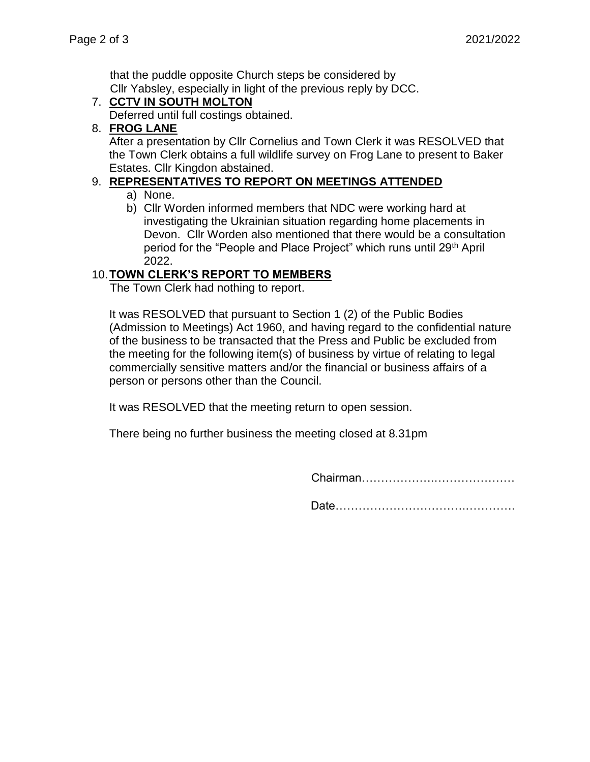that the puddle opposite Church steps be considered by Cllr Yabsley, especially in light of the previous reply by DCC.

7. **CCTV IN SOUTH MOLTON**
   Deferred until full costings obtained.
8. **FROG LANE**
   After a presentation by Cllr Cornelius and Town Clerk it was RESOLVED that the Town Clerk obtains a full wildlife survey on Frog Lane to present to Baker Estates. Cllr Kingdon abstained.
9. **REPRESENTATIVES TO REPORT ON MEETINGS ATTENDED**
   a) None.
   b) Cllr Worden informed members that NDC were working hard at investigating the Ukrainian situation regarding home placements in Devon. Cllr Worden also mentioned that there would be a consultation period for the "People and Place Project" which runs until 29th April 2022.
10. **TOWN CLERK'S REPORT TO MEMBERS**
    The Town Clerk had nothing to report.

It was RESOLVED that pursuant to Section 1 (2) of the Public Bodies (Admission to Meetings) Act 1960, and having regard to the confidential nature of the business to be transacted that the Press and Public be excluded from the meeting for the following item(s) of business by virtue of relating to legal commercially sensitive matters and/or the financial or business affairs of a person or persons other than the Council.

It was RESOLVED that the meeting return to open session.

There being no further business the meeting closed at 8.31pm

Chairman…………………………………

Date………………………………………